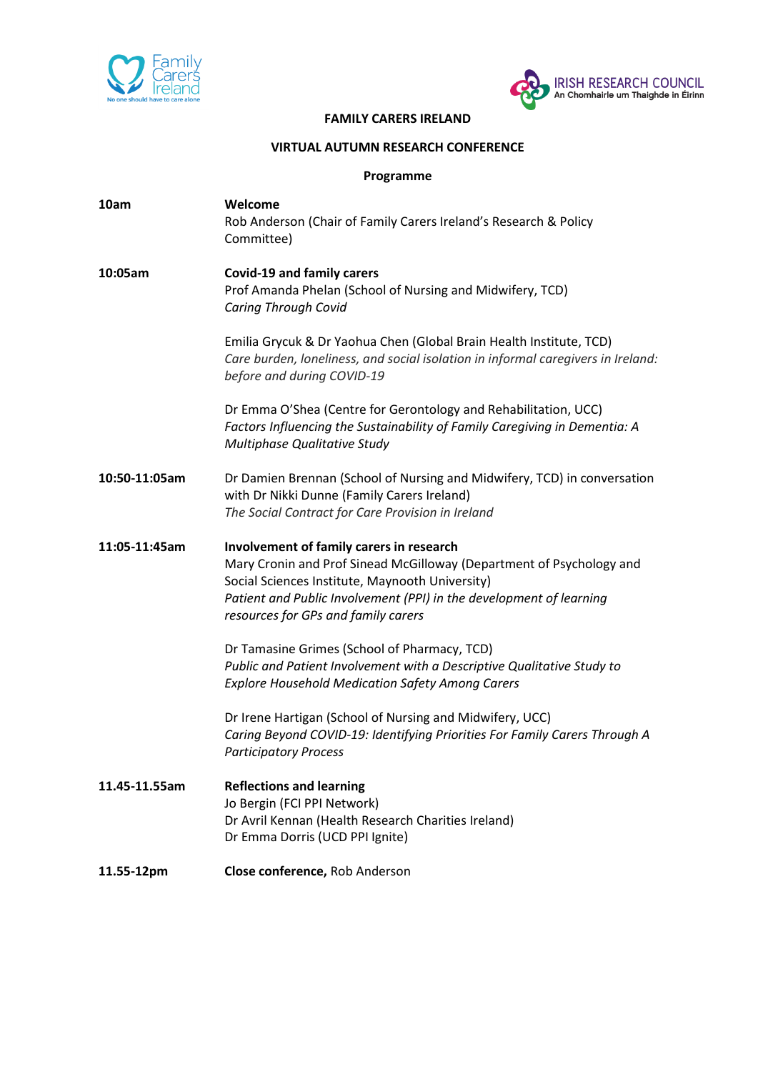# FAMILY CARERS IRELAND

## VIRTUAL AUTUMN RESEARCH CONFERENCE

### Programme

| | |
|---|---|
| **10am** | **Welcome**<br>Rob Anderson (Chair of Family Carers Ireland's Research & Policy Committee) |
| **10:05am** | **Covid-19 and family carers**<br>Prof Amanda Phelan (School of Nursing and Midwifery, TCD)<br>*Caring Through Covid*<br><br>Emilia Grycuk & Dr Yaohua Chen (Global Brain Health Institute, TCD)<br>*Care burden, loneliness, and social isolation in informal caregivers in Ireland: before and during COVID-19*<br><br>Dr Emma O'Shea (Centre for Gerontology and Rehabilitation, UCC)<br>*Factors Influencing the Sustainability of Family Caregiving in Dementia: A Multiphase Qualitative Study* |
| **10:50-11:05am** | Dr Damien Brennan (School of Nursing and Midwifery, TCD) in conversation with Dr Nikki Dunne (Family Carers Ireland)<br>*The Social Contract for Care Provision in Ireland* |
| **11:05-11:45am** | **Involvement of family carers in research**<br>Mary Cronin and Prof Sinead McGilloway (Department of Psychology and Social Sciences Institute, Maynooth University)<br>*Patient and Public Involvement (PPI) in the development of learning resources for GPs and family carers*<br><br>Dr Tamasine Grimes (School of Pharmacy, TCD)<br>*Public and Patient Involvement with a Descriptive Qualitative Study to Explore Household Medication Safety Among Carers*<br><br>Dr Irene Hartigan (School of Nursing and Midwifery, UCC)<br>*Caring Beyond COVID-19: Identifying Priorities For Family Carers Through A Participatory Process* |
| **11.45-11.55am** | **Reflections and learning**<br>Jo Bergin (FCI PPI Network)<br>Dr Avril Kennan (Health Research Charities Ireland)<br>Dr Emma Dorris (UCD PPI Ignite) |
| **11.55-12pm** | **Close conference,** Rob Anderson |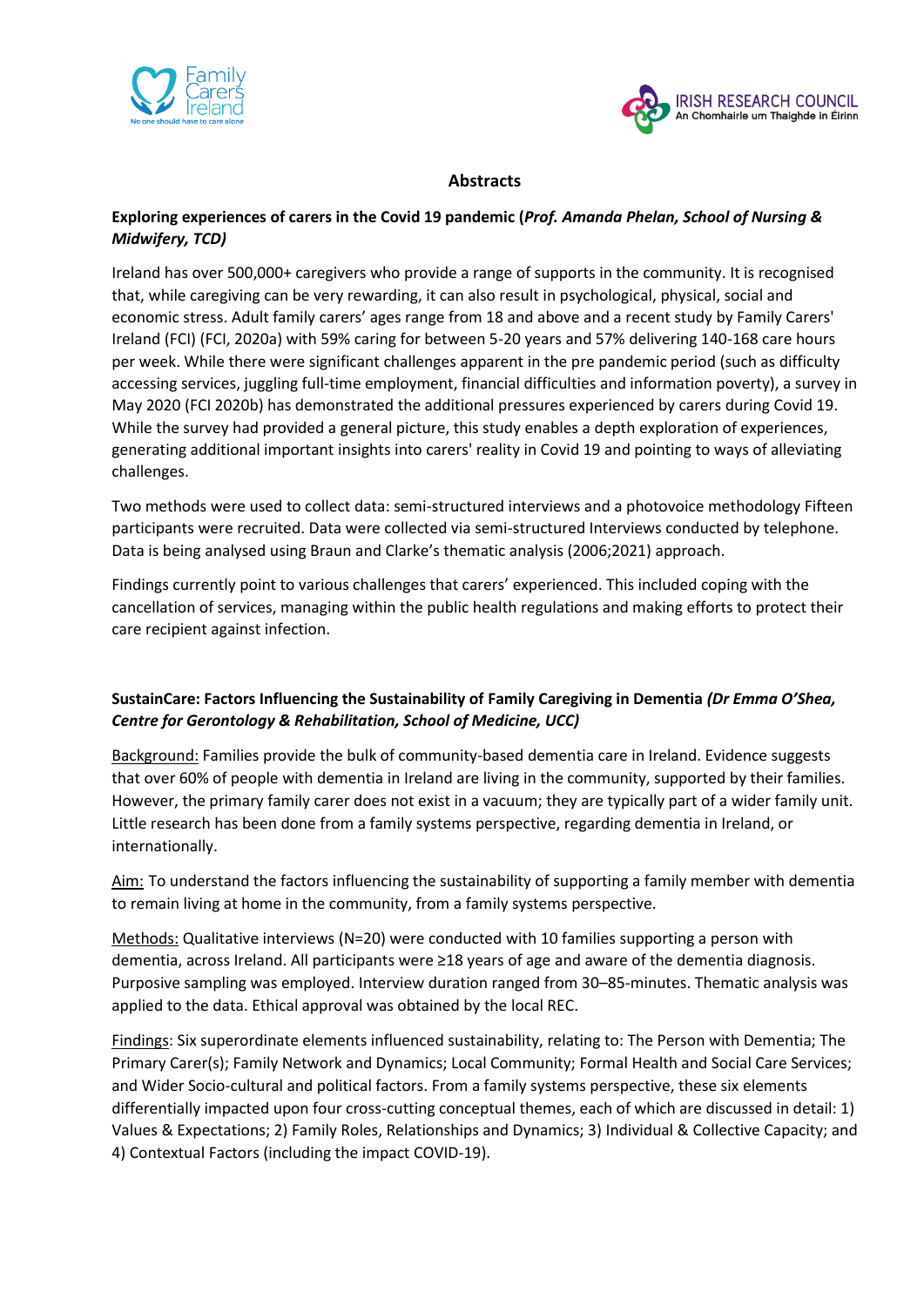## Abstracts

**Exploring experiences of carers in the Covid 19 pandemic (*Prof. Amanda Phelan, School of Nursing & Midwifery, TCD)***

Ireland has over 500,000+ caregivers who provide a range of supports in the community. It is recognised that, while caregiving can be very rewarding, it can also result in psychological, physical, social and economic stress. Adult family carers' ages range from 18 and above and a recent study by Family Carers' Ireland (FCI) (FCI, 2020a) with 59% caring for between 5-20 years and 57% delivering 140-168 care hours per week. While there were significant challenges apparent in the pre pandemic period (such as difficulty accessing services, juggling full-time employment, financial difficulties and information poverty), a survey in May 2020 (FCI 2020b) has demonstrated the additional pressures experienced by carers during Covid 19. While the survey had provided a general picture, this study enables a depth exploration of experiences, generating additional important insights into carers' reality in Covid 19 and pointing to ways of alleviating challenges.

Two methods were used to collect data: semi-structured interviews and a photovoice methodology Fifteen participants were recruited. Data were collected via semi-structured Interviews conducted by telephone. Data is being analysed using Braun and Clarke's thematic analysis (2006;2021) approach.

Findings currently point to various challenges that carers' experienced. This included coping with the cancellation of services, managing within the public health regulations and making efforts to protect their care recipient against infection.

**SustainCare: Factors Influencing the Sustainability of Family Caregiving in Dementia *(Dr Emma O'Shea, Centre for Gerontology & Rehabilitation, School of Medicine, UCC)***

Background: Families provide the bulk of community-based dementia care in Ireland. Evidence suggests that over 60% of people with dementia in Ireland are living in the community, supported by their families. However, the primary family carer does not exist in a vacuum; they are typically part of a wider family unit. Little research has been done from a family systems perspective, regarding dementia in Ireland, or internationally.

Aim: To understand the factors influencing the sustainability of supporting a family member with dementia to remain living at home in the community, from a family systems perspective.

Methods: Qualitative interviews (N=20) were conducted with 10 families supporting a person with dementia, across Ireland. All participants were ≥18 years of age and aware of the dementia diagnosis. Purposive sampling was employed. Interview duration ranged from 30–85-minutes. Thematic analysis was applied to the data. Ethical approval was obtained by the local REC.

Findings: Six superordinate elements influenced sustainability, relating to: The Person with Dementia; The Primary Carer(s); Family Network and Dynamics; Local Community; Formal Health and Social Care Services; and Wider Socio-cultural and political factors. From a family systems perspective, these six elements differentially impacted upon four cross-cutting conceptual themes, each of which are discussed in detail: 1) Values & Expectations; 2) Family Roles, Relationships and Dynamics; 3) Individual & Collective Capacity; and 4) Contextual Factors (including the impact COVID-19).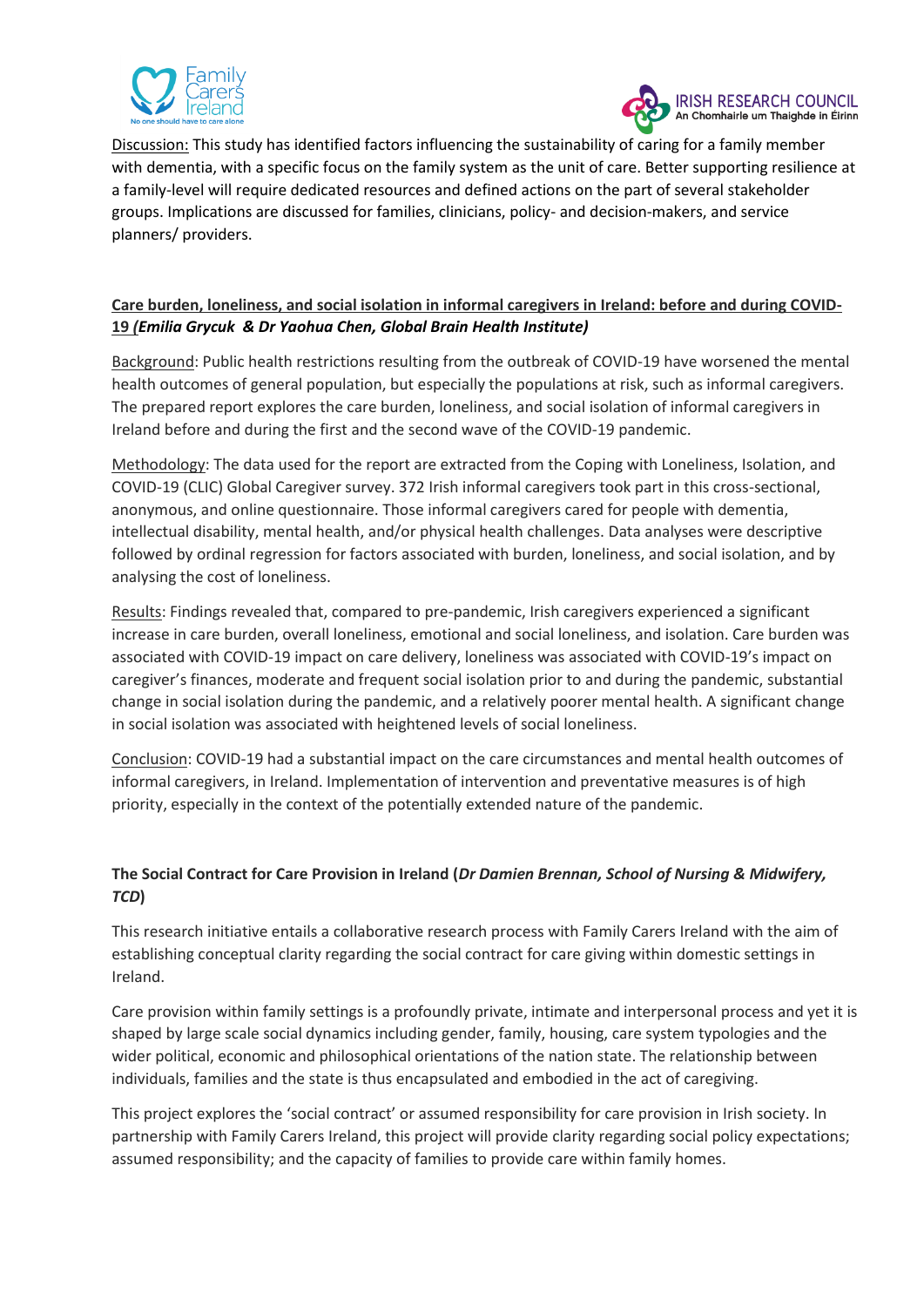Discussion: This study has identified factors influencing the sustainability of caring for a family member with dementia, with a specific focus on the family system as the unit of care. Better supporting resilience at a family-level will require dedicated resources and defined actions on the part of several stakeholder groups. Implications are discussed for families, clinicians, policy- and decision-makers, and service planners/ providers.

### Care burden, loneliness, and social isolation in informal caregivers in Ireland: before and during COVID-19 (*Emilia Grycuk & Dr Yaohua Chen, Global Brain Health Institute)*

Background: Public health restrictions resulting from the outbreak of COVID-19 have worsened the mental health outcomes of general population, but especially the populations at risk, such as informal caregivers. The prepared report explores the care burden, loneliness, and social isolation of informal caregivers in Ireland before and during the first and the second wave of the COVID-19 pandemic.

Methodology: The data used for the report are extracted from the Coping with Loneliness, Isolation, and COVID-19 (CLIC) Global Caregiver survey. 372 Irish informal caregivers took part in this cross-sectional, anonymous, and online questionnaire. Those informal caregivers cared for people with dementia, intellectual disability, mental health, and/or physical health challenges. Data analyses were descriptive followed by ordinal regression for factors associated with burden, loneliness, and social isolation, and by analysing the cost of loneliness.

Results: Findings revealed that, compared to pre-pandemic, Irish caregivers experienced a significant increase in care burden, overall loneliness, emotional and social loneliness, and isolation. Care burden was associated with COVID-19 impact on care delivery, loneliness was associated with COVID-19's impact on caregiver's finances, moderate and frequent social isolation prior to and during the pandemic, substantial change in social isolation during the pandemic, and a relatively poorer mental health. A significant change in social isolation was associated with heightened levels of social loneliness.

Conclusion: COVID-19 had a substantial impact on the care circumstances and mental health outcomes of informal caregivers, in Ireland. Implementation of intervention and preventative measures is of high priority, especially in the context of the potentially extended nature of the pandemic.

### The Social Contract for Care Provision in Ireland (*Dr Damien Brennan, School of Nursing & Midwifery, TCD*)

This research initiative entails a collaborative research process with Family Carers Ireland with the aim of establishing conceptual clarity regarding the social contract for care giving within domestic settings in Ireland.

Care provision within family settings is a profoundly private, intimate and interpersonal process and yet it is shaped by large scale social dynamics including gender, family, housing, care system typologies and the wider political, economic and philosophical orientations of the nation state. The relationship between individuals, families and the state is thus encapsulated and embodied in the act of caregiving.

This project explores the 'social contract' or assumed responsibility for care provision in Irish society. In partnership with Family Carers Ireland, this project will provide clarity regarding social policy expectations; assumed responsibility; and the capacity of families to provide care within family homes.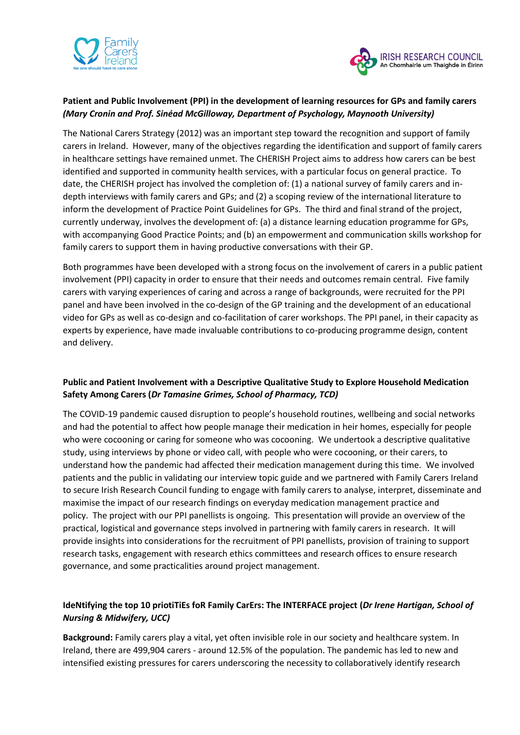**Patient and Public Involvement (PPI) in the development of learning resources for GPs and family carers** ***(Mary Cronin and Prof. Sinéad McGilloway, Department of Psychology, Maynooth University)***

The National Carers Strategy (2012) was an important step toward the recognition and support of family carers in Ireland. However, many of the objectives regarding the identification and support of family carers in healthcare settings have remained unmet. The CHERISH Project aims to address how carers can be best identified and supported in community health services, with a particular focus on general practice. To date, the CHERISH project has involved the completion of: (1) a national survey of family carers and in-depth interviews with family carers and GPs; and (2) a scoping review of the international literature to inform the development of Practice Point Guidelines for GPs. The third and final strand of the project, currently underway, involves the development of: (a) a distance learning education programme for GPs, with accompanying Good Practice Points; and (b) an empowerment and communication skills workshop for family carers to support them in having productive conversations with their GP.

Both programmes have been developed with a strong focus on the involvement of carers in a public patient involvement (PPI) capacity in order to ensure that their needs and outcomes remain central. Five family carers with varying experiences of caring and across a range of backgrounds, were recruited for the PPI panel and have been involved in the co-design of the GP training and the development of an educational video for GPs as well as co-design and co-facilitation of carer workshops. The PPI panel, in their capacity as experts by experience, have made invaluable contributions to co-producing programme design, content and delivery.

**Public and Patient Involvement with a Descriptive Qualitative Study to Explore Household Medication Safety Among Carers (*Dr Tamasine Grimes, School of Pharmacy, TCD*)**

The COVID-19 pandemic caused disruption to people's household routines, wellbeing and social networks and had the potential to affect how people manage their medication in heir homes, especially for people who were cocooning or caring for someone who was cocooning. We undertook a descriptive qualitative study, using interviews by phone or video call, with people who were cocooning, or their carers, to understand how the pandemic had affected their medication management during this time. We involved patients and the public in validating our interview topic guide and we partnered with Family Carers Ireland to secure Irish Research Council funding to engage with family carers to analyse, interpret, disseminate and maximise the impact of our research findings on everyday medication management practice and policy. The project with our PPI panellists is ongoing. This presentation will provide an overview of the practical, logistical and governance steps involved in partnering with family carers in research. It will provide insights into considerations for the recruitment of PPI panellists, provision of training to support research tasks, engagement with research ethics committees and research offices to ensure research governance, and some practicalities around project management.

**IdeNtifying the top 10 priotiTiEs foR Family CarErs: The INTERFACE project (*Dr Irene Hartigan, School of Nursing & Midwifery, UCC*)**

**Background:** Family carers play a vital, yet often invisible role in our society and healthcare system. In Ireland, there are 499,904 carers - around 12.5% of the population. The pandemic has led to new and intensified existing pressures for carers underscoring the necessity to collaboratively identify research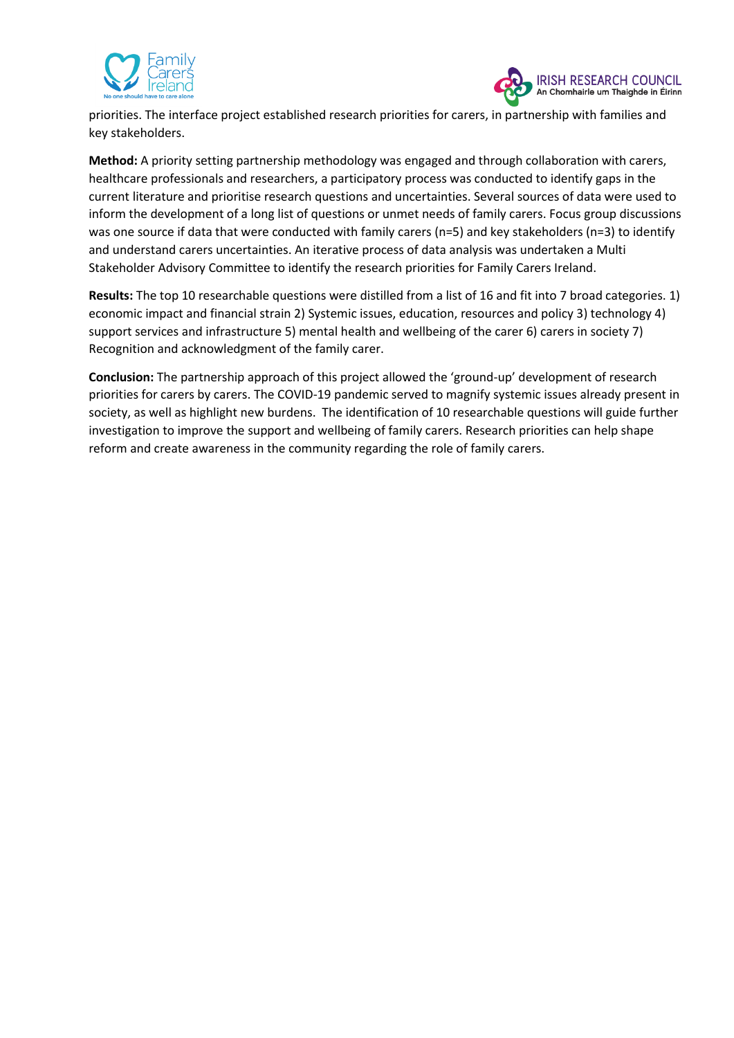priorities. The interface project established research priorities for carers, in partnership with families and key stakeholders.

**Method:** A priority setting partnership methodology was engaged and through collaboration with carers, healthcare professionals and researchers, a participatory process was conducted to identify gaps in the current literature and prioritise research questions and uncertainties. Several sources of data were used to inform the development of a long list of questions or unmet needs of family carers. Focus group discussions was one source if data that were conducted with family carers (n=5) and key stakeholders (n=3) to identify and understand carers uncertainties. An iterative process of data analysis was undertaken a Multi Stakeholder Advisory Committee to identify the research priorities for Family Carers Ireland.

**Results:** The top 10 researchable questions were distilled from a list of 16 and fit into 7 broad categories. 1) economic impact and financial strain 2) Systemic issues, education, resources and policy 3) technology 4) support services and infrastructure 5) mental health and wellbeing of the carer 6) carers in society 7) Recognition and acknowledgment of the family carer.

**Conclusion:** The partnership approach of this project allowed the 'ground-up' development of research priorities for carers by carers. The COVID-19 pandemic served to magnify systemic issues already present in society, as well as highlight new burdens. The identification of 10 researchable questions will guide further investigation to improve the support and wellbeing of family carers. Research priorities can help shape reform and create awareness in the community regarding the role of family carers.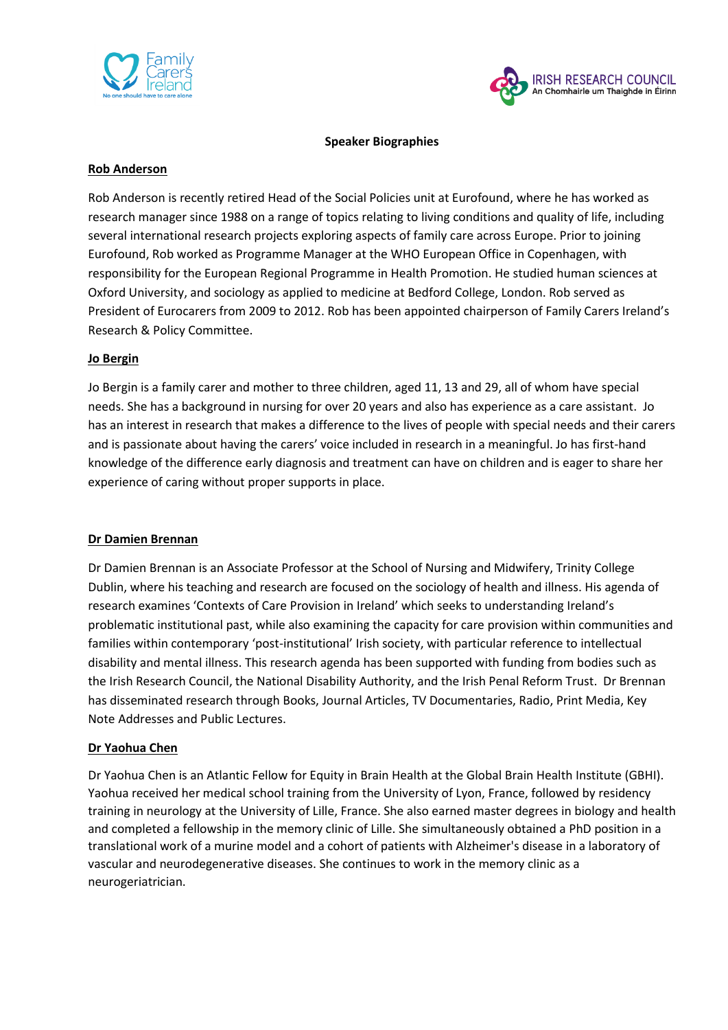**Speaker Biographies**

**Rob Anderson**

Rob Anderson is recently retired Head of the Social Policies unit at Eurofound, where he has worked as research manager since 1988 on a range of topics relating to living conditions and quality of life, including several international research projects exploring aspects of family care across Europe. Prior to joining Eurofound, Rob worked as Programme Manager at the WHO European Office in Copenhagen, with responsibility for the European Regional Programme in Health Promotion. He studied human sciences at Oxford University, and sociology as applied to medicine at Bedford College, London. Rob served as President of Eurocarers from 2009 to 2012. Rob has been appointed chairperson of Family Carers Ireland's Research & Policy Committee.

**Jo Bergin**

Jo Bergin is a family carer and mother to three children, aged 11, 13 and 29, all of whom have special needs. She has a background in nursing for over 20 years and also has experience as a care assistant. Jo has an interest in research that makes a difference to the lives of people with special needs and their carers and is passionate about having the carers' voice included in research in a meaningful. Jo has first-hand knowledge of the difference early diagnosis and treatment can have on children and is eager to share her experience of caring without proper supports in place.

**Dr Damien Brennan**

Dr Damien Brennan is an Associate Professor at the School of Nursing and Midwifery, Trinity College Dublin, where his teaching and research are focused on the sociology of health and illness. His agenda of research examines 'Contexts of Care Provision in Ireland' which seeks to understanding Ireland's problematic institutional past, while also examining the capacity for care provision within communities and families within contemporary 'post-institutional' Irish society, with particular reference to intellectual disability and mental illness. This research agenda has been supported with funding from bodies such as the Irish Research Council, the National Disability Authority, and the Irish Penal Reform Trust. Dr Brennan has disseminated research through Books, Journal Articles, TV Documentaries, Radio, Print Media, Key Note Addresses and Public Lectures.

**Dr Yaohua Chen**

Dr Yaohua Chen is an Atlantic Fellow for Equity in Brain Health at the Global Brain Health Institute (GBHI). Yaohua received her medical school training from the University of Lyon, France, followed by residency training in neurology at the University of Lille, France. She also earned master degrees in biology and health and completed a fellowship in the memory clinic of Lille. She simultaneously obtained a PhD position in a translational work of a murine model and a cohort of patients with Alzheimer's disease in a laboratory of vascular and neurodegenerative diseases. She continues to work in the memory clinic as a neurogeriatrician.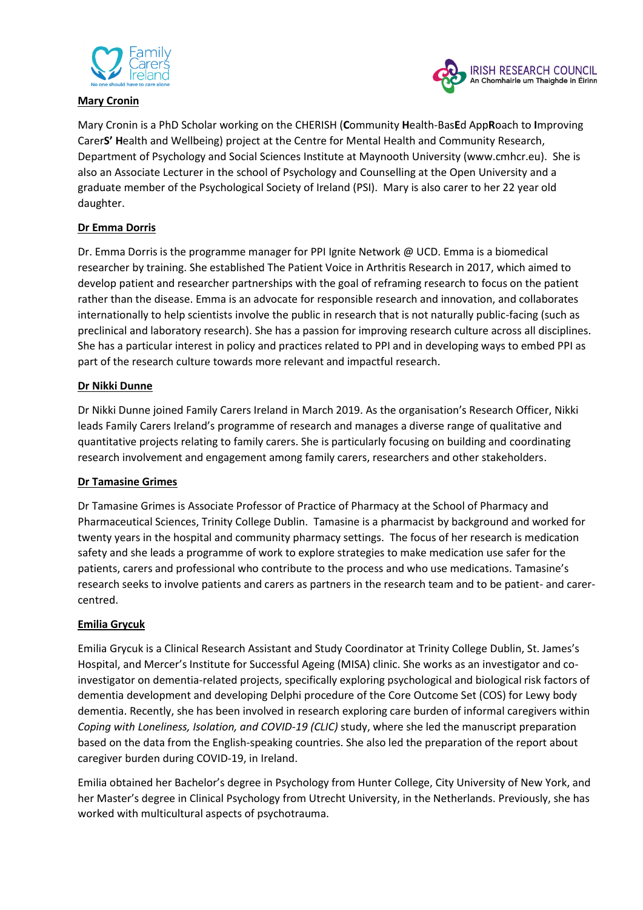**Mary Cronin**

Mary Cronin is a PhD Scholar working on the CHERISH (**C**ommunity **H**ealth-Bas**E**d App**R**oach to **I**mproving Carer**S' H**ealth and Wellbeing) project at the Centre for Mental Health and Community Research, Department of Psychology and Social Sciences Institute at Maynooth University (www.cmhcr.eu). She is also an Associate Lecturer in the school of Psychology and Counselling at the Open University and a graduate member of the Psychological Society of Ireland (PSI). Mary is also carer to her 22 year old daughter.

**Dr Emma Dorris**

Dr. Emma Dorris is the programme manager for PPI Ignite Network @ UCD. Emma is a biomedical researcher by training. She established The Patient Voice in Arthritis Research in 2017, which aimed to develop patient and researcher partnerships with the goal of reframing research to focus on the patient rather than the disease. Emma is an advocate for responsible research and innovation, and collaborates internationally to help scientists involve the public in research that is not naturally public-facing (such as preclinical and laboratory research). She has a passion for improving research culture across all disciplines. She has a particular interest in policy and practices related to PPI and in developing ways to embed PPI as part of the research culture towards more relevant and impactful research.

**Dr Nikki Dunne**

Dr Nikki Dunne joined Family Carers Ireland in March 2019. As the organisation's Research Officer, Nikki leads Family Carers Ireland's programme of research and manages a diverse range of qualitative and quantitative projects relating to family carers. She is particularly focusing on building and coordinating research involvement and engagement among family carers, researchers and other stakeholders.

**Dr Tamasine Grimes**

Dr Tamasine Grimes is Associate Professor of Practice of Pharmacy at the School of Pharmacy and Pharmaceutical Sciences, Trinity College Dublin. Tamasine is a pharmacist by background and worked for twenty years in the hospital and community pharmacy settings. The focus of her research is medication safety and she leads a programme of work to explore strategies to make medication use safer for the patients, carers and professional who contribute to the process and who use medications. Tamasine's research seeks to involve patients and carers as partners in the research team and to be patient- and carer-centred.

**Emilia Grycuk**

Emilia Grycuk is a Clinical Research Assistant and Study Coordinator at Trinity College Dublin, St. James's Hospital, and Mercer's Institute for Successful Ageing (MISA) clinic. She works as an investigator and co-investigator on dementia-related projects, specifically exploring psychological and biological risk factors of dementia development and developing Delphi procedure of the Core Outcome Set (COS) for Lewy body dementia. Recently, she has been involved in research exploring care burden of informal caregivers within *Coping with Loneliness, Isolation, and COVID-19 (CLIC)* study, where she led the manuscript preparation based on the data from the English-speaking countries. She also led the preparation of the report about caregiver burden during COVID-19, in Ireland.

Emilia obtained her Bachelor's degree in Psychology from Hunter College, City University of New York, and her Master's degree in Clinical Psychology from Utrecht University, in the Netherlands. Previously, she has worked with multicultural aspects of psychotrauma.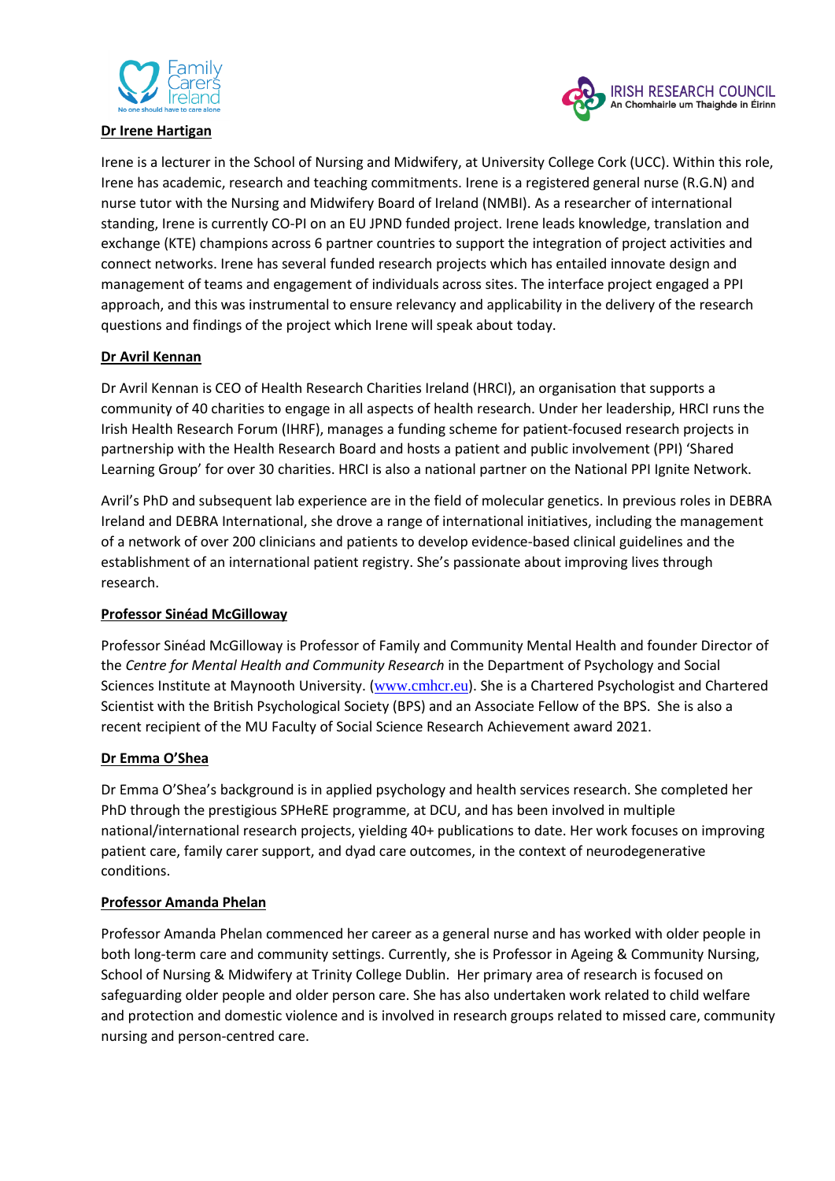**Dr Irene Hartigan**

Irene is a lecturer in the School of Nursing and Midwifery, at University College Cork (UCC). Within this role, Irene has academic, research and teaching commitments. Irene is a registered general nurse (R.G.N) and nurse tutor with the Nursing and Midwifery Board of Ireland (NMBI). As a researcher of international standing, Irene is currently CO-PI on an EU JPND funded project. Irene leads knowledge, translation and exchange (KTE) champions across 6 partner countries to support the integration of project activities and connect networks. Irene has several funded research projects which has entailed innovate design and management of teams and engagement of individuals across sites. The interface project engaged a PPI approach, and this was instrumental to ensure relevancy and applicability in the delivery of the research questions and findings of the project which Irene will speak about today.

**Dr Avril Kennan**

Dr Avril Kennan is CEO of Health Research Charities Ireland (HRCI), an organisation that supports a community of 40 charities to engage in all aspects of health research. Under her leadership, HRCI runs the Irish Health Research Forum (IHRF), manages a funding scheme for patient-focused research projects in partnership with the Health Research Board and hosts a patient and public involvement (PPI) 'Shared Learning Group' for over 30 charities. HRCI is also a national partner on the National PPI Ignite Network.

Avril's PhD and subsequent lab experience are in the field of molecular genetics. In previous roles in DEBRA Ireland and DEBRA International, she drove a range of international initiatives, including the management of a network of over 200 clinicians and patients to develop evidence-based clinical guidelines and the establishment of an international patient registry. She's passionate about improving lives through research.

**Professor Sinéad McGilloway**

Professor Sinéad McGilloway is Professor of Family and Community Mental Health and founder Director of the *Centre for Mental Health and Community Research* in the Department of Psychology and Social Sciences Institute at Maynooth University. (www.cmhcr.eu). She is a Chartered Psychologist and Chartered Scientist with the British Psychological Society (BPS) and an Associate Fellow of the BPS. She is also a recent recipient of the MU Faculty of Social Science Research Achievement award 2021.

**Dr Emma O'Shea**

Dr Emma O'Shea's background is in applied psychology and health services research. She completed her PhD through the prestigious SPHeRE programme, at DCU, and has been involved in multiple national/international research projects, yielding 40+ publications to date. Her work focuses on improving patient care, family carer support, and dyad care outcomes, in the context of neurodegenerative conditions.

**Professor Amanda Phelan**

Professor Amanda Phelan commenced her career as a general nurse and has worked with older people in both long-term care and community settings. Currently, she is Professor in Ageing & Community Nursing, School of Nursing & Midwifery at Trinity College Dublin. Her primary area of research is focused on safeguarding older people and older person care. She has also undertaken work related to child welfare and protection and domestic violence and is involved in research groups related to missed care, community nursing and person-centred care.